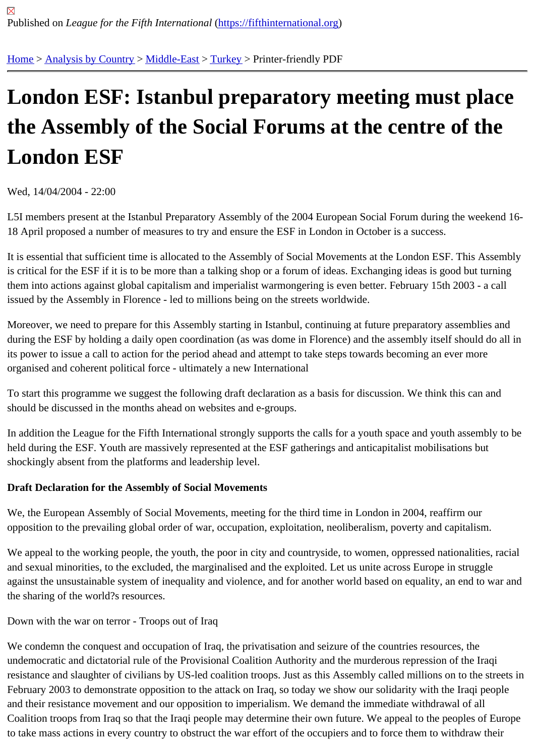Published on *League for the Fifth International* (https://fifthinternational.org)

Home > Analysis by Country > Middle-East > Turkey > Printer-friendly PDF

# London ESF: Istanbul preparatory meeting must place the Assembly of the Social Forums at the centre of the London ESF

Wed, 14/04/2004 - 22:00

L5I members present at the Istanbul Preparatory Assembly of the 2004 European Social Forum during the weekend 16-18 April proposed a number of measures to try and ensure the ESF in London in October is a success.

It is essential that sufficient time is allocated to the Assembly of Social Movements at the London ESF. This Assembly is critical for the ESF if it is to be more than a talking shop or a forum of ideas. Exchanging ideas is good but turning them into actions against global capitalism and imperialist warmongering is even better. February 15th 2003 - a call issued by the Assembly in Florence - led to millions being on the streets worldwide.

Moreover, we need to prepare for this Assembly starting in Istanbul, continuing at future preparatory assemblies and during the ESF by holding a daily open coordination (as was dome in Florence) and the assembly itself should do all in its power to issue a call to action for the period ahead and attempt to take steps towards becoming an ever more organised and coherent political force - ultimately a new International

To start this programme we suggest the following draft declaration as a basis for discussion. We think this can and should be discussed in the months ahead on websites and e-groups.

In addition the League for the Fifth International strongly supports the calls for a youth space and youth assembly to be held during the ESF. Youth are massively represented at the ESF gatherings and anticapitalist mobilisations but shockingly absent from the platforms and leadership level.

**Draft Declaration for the Assembly of Social Movements**

We, the European Assembly of Social Movements, meeting for the third time in London in 2004, reaffirm our opposition to the prevailing global order of war, occupation, exploitation, neoliberalism, poverty and capitalism.

We appeal to the working people, the youth, the poor in city and countryside, to women, oppressed nationalities, racial and sexual minorities, to the excluded, the marginalised and the exploited. Let us unite across Europe in struggle against the unsustainable system of inequality and violence, and for another world based on equality, an end to war and the sharing of the world?s resources.

Down with the war on terror - Troops out of Iraq

We condemn the conquest and occupation of Iraq, the privatisation and seizure of the countries resources, the undemocratic and dictatorial rule of the Provisional Coalition Authority and the murderous repression of the Iraqi resistance and slaughter of civilians by US-led coalition troops. Just as this Assembly called millions on to the streets in February 2003 to demonstrate opposition to the attack on Iraq, so today we show our solidarity with the Iraqi people and their resistance movement and our opposition to imperialism. We demand the immediate withdrawal of all Coalition troops from Iraq so that the Iraqi people may determine their own future. We appeal to the peoples of Europe to take mass actions in every country to obstruct the war effort of the occupiers and to force them to withdraw their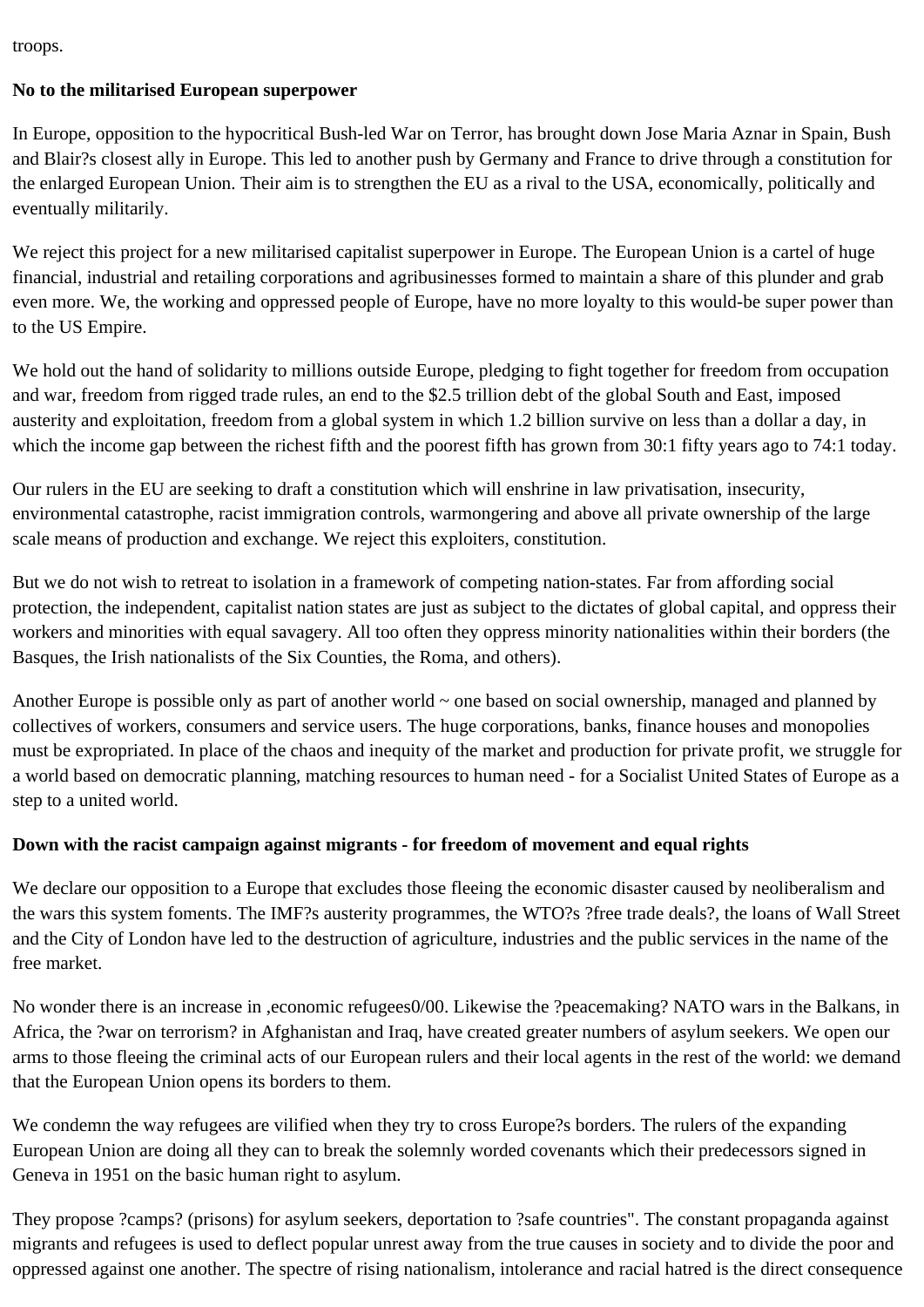troops.

**No to the militarised European superpower**

In Europe, opposition to the hypocritical Bush-led War on Terror, has brought down Jose Maria Aznar in Spain, Bush and Blair?s closest ally in Europe. This led to another push by Germany and France to drive through a constitution for the enlarged European Union. Their aim is to strengthen the EU as a rival to the USA, economically, politically and eventually militarily.

We reject this project for a new militarised capitalist superpower in Europe. The European Union is a cartel of huge financial, industrial and retailing corporations and agribusinesses formed to maintain a share of this plunder and grab even more. We, the working and oppressed people of Europe, have no more loyalty to this would-be super power than to the US Empire.

We hold out the hand of solidarity to millions outside Europe, pledging to fight together for freedom from occupation and war, freedom from rigged trade rules, an end to the $2.5 trillion debt of the global South and East, imposed austerity and exploitation, freedom from a global system in which 1.2 billion survive on less than a dollar a day, in which the income gap between the richest fifth and the poorest fifth has grown from 30:1 fifty years ago to 74:1 today.

Our rulers in the EU are seeking to draft a constitution which will enshrine in law privatisation, insecurity, environmental catastrophe, racist immigration controls, warmongering and above all private ownership of the large scale means of production and exchange. We reject this exploiters, constitution.

But we do not wish to retreat to isolation in a framework of competing nation-states. Far from affording social protection, the independent, capitalist nation states are just as subject to the dictates of global capital, and oppress their workers and minorities with equal savagery. All too often they oppress minority nationalities within their borders (the Basques, the Irish nationalists of the Six Counties, the Roma, and others).

Another Europe is possible only as part of another world ~ one based on social ownership, managed and planned by collectives of workers, consumers and service users. The huge corporations, banks, finance houses and monopolies must be expropriated. In place of the chaos and inequity of the market and production for private profit, we struggle for a world based on democratic planning, matching resources to human need - for a Socialist United States of Europe as a step to a united world.

**Down with the racist campaign against migrants - for freedom of movement and equal rights**

We declare our opposition to a Europe that excludes those fleeing the economic disaster caused by neoliberalism and the wars this system foments. The IMF?s austerity programmes, the WTO?s ?free trade deals?, the loans of Wall Street and the City of London have led to the destruction of agriculture, industries and the public services in the name of the free market.

No wonder there is an increase in ,economic refugees0/00. Likewise the ?peacemaking? NATO wars in the Balkans, in Africa, the ?war on terrorism? in Afghanistan and Iraq, have created greater numbers of asylum seekers. We open our arms to those fleeing the criminal acts of our European rulers and their local agents in the rest of the world: we demand that the European Union opens its borders to them.

We condemn the way refugees are vilified when they try to cross Europe?s borders. The rulers of the expanding European Union are doing all they can to break the solemnly worded covenants which their predecessors signed in Geneva in 1951 on the basic human right to asylum.

They propose ?camps? (prisons) for asylum seekers, deportation to ?safe countries". The constant propaganda against migrants and refugees is used to deflect popular unrest away from the true causes in society and to divide the poor and oppressed against one another. The spectre of rising nationalism, intolerance and racial hatred is the direct consequence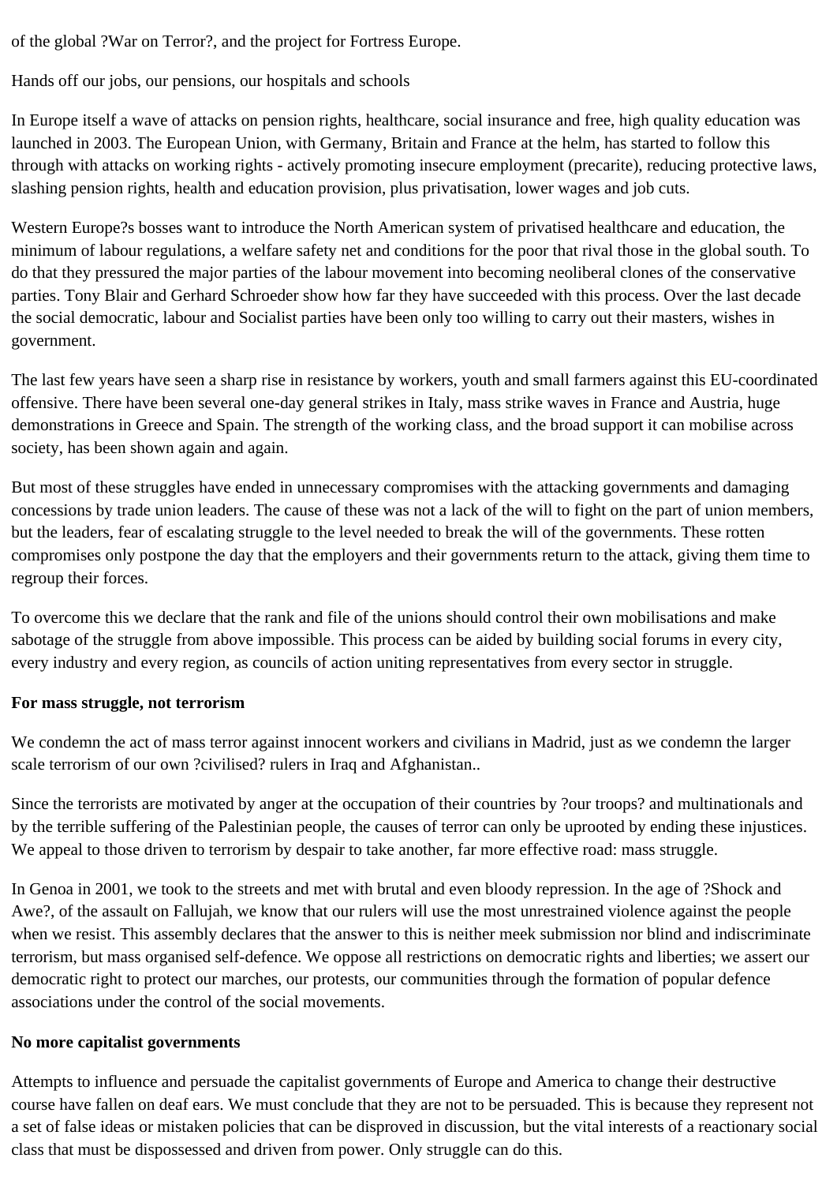of the global ?War on Terror?, and the project for Fortress Europe.

Hands off our jobs, our pensions, our hospitals and schools

In Europe itself a wave of attacks on pension rights, healthcare, social insurance and free, high quality education was launched in 2003. The European Union, with Germany, Britain and France at the helm, has started to follow this through with attacks on working rights - actively promoting insecure employment (precarite), reducing protective laws, slashing pension rights, health and education provision, plus privatisation, lower wages and job cuts.

Western Europe?s bosses want to introduce the North American system of privatised healthcare and education, the minimum of labour regulations, a welfare safety net and conditions for the poor that rival those in the global south. To do that they pressured the major parties of the labour movement into becoming neoliberal clones of the conservative parties. Tony Blair and Gerhard Schroeder show how far they have succeeded with this process. Over the last decade the social democratic, labour and Socialist parties have been only too willing to carry out their masters, wishes in government.

The last few years have seen a sharp rise in resistance by workers, youth and small farmers against this EU-coordinated offensive. There have been several one-day general strikes in Italy, mass strike waves in France and Austria, huge demonstrations in Greece and Spain. The strength of the working class, and the broad support it can mobilise across society, has been shown again and again.

But most of these struggles have ended in unnecessary compromises with the attacking governments and damaging concessions by trade union leaders. The cause of these was not a lack of the will to fight on the part of union members, but the leaders, fear of escalating struggle to the level needed to break the will of the governments. These rotten compromises only postpone the day that the employers and their governments return to the attack, giving them time to regroup their forces.

To overcome this we declare that the rank and file of the unions should control their own mobilisations and make sabotage of the struggle from above impossible. This process can be aided by building social forums in every city, every industry and every region, as councils of action uniting representatives from every sector in struggle.

**For mass struggle, not terrorism**

We condemn the act of mass terror against innocent workers and civilians in Madrid, just as we condemn the larger scale terrorism of our own ?civilised? rulers in Iraq and Afghanistan..

Since the terrorists are motivated by anger at the occupation of their countries by ?our troops? and multinationals and by the terrible suffering of the Palestinian people, the causes of terror can only be uprooted by ending these injustices. We appeal to those driven to terrorism by despair to take another, far more effective road: mass struggle.

In Genoa in 2001, we took to the streets and met with brutal and even bloody repression. In the age of ?Shock and Awe?, of the assault on Fallujah, we know that our rulers will use the most unrestrained violence against the people when we resist. This assembly declares that the answer to this is neither meek submission nor blind and indiscriminate terrorism, but mass organised self-defence. We oppose all restrictions on democratic rights and liberties; we assert our democratic right to protect our marches, our protests, our communities through the formation of popular defence associations under the control of the social movements.

**No more capitalist governments**

Attempts to influence and persuade the capitalist governments of Europe and America to change their destructive course have fallen on deaf ears. We must conclude that they are not to be persuaded. This is because they represent not a set of false ideas or mistaken policies that can be disproved in discussion, but the vital interests of a reactionary social class that must be dispossessed and driven from power. Only struggle can do this.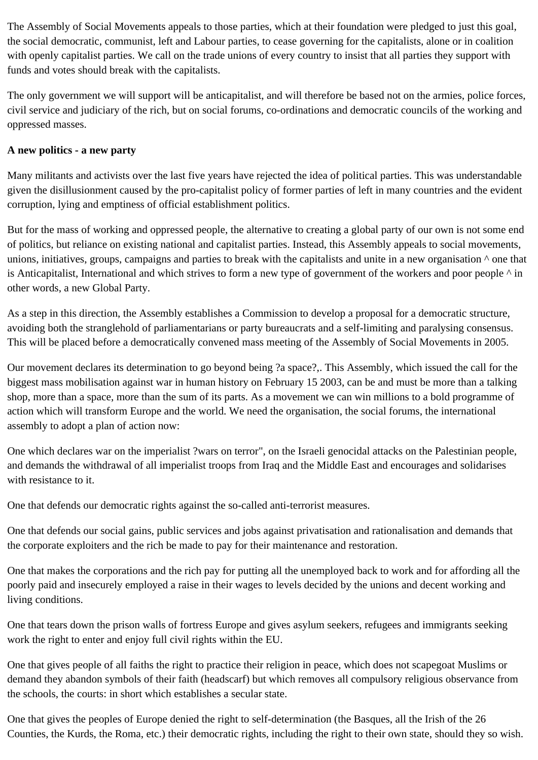The Assembly of Social Movements appeals to those parties, which at their foundation were pledged to just this goal, the social democratic, communist, left and Labour parties, to cease governing for the capitalists, alone or in coalition with openly capitalist parties. We call on the trade unions of every country to insist that all parties they support with funds and votes should break with the capitalists.

The only government we will support will be anticapitalist, and will therefore be based not on the armies, police forces, civil service and judiciary of the rich, but on social forums, co-ordinations and democratic councils of the working and oppressed masses.

**A new politics - a new party**

Many militants and activists over the last five years have rejected the idea of political parties. This was understandable given the disillusionment caused by the pro-capitalist policy of former parties of left in many countries and the evident corruption, lying and emptiness of official establishment politics.

But for the mass of working and oppressed people, the alternative to creating a global party of our own is not some end of politics, but reliance on existing national and capitalist parties. Instead, this Assembly appeals to social movements, unions, initiatives, groups, campaigns and parties to break with the capitalists and unite in a new organisation ^ one that is Anticapitalist, International and which strives to form a new type of government of the workers and poor people ^ in other words, a new Global Party.

As a step in this direction, the Assembly establishes a Commission to develop a proposal for a democratic structure, avoiding both the stranglehold of parliamentarians or party bureaucrats and a self-limiting and paralysing consensus. This will be placed before a democratically convened mass meeting of the Assembly of Social Movements in 2005.

Our movement declares its determination to go beyond being ?a space?,. This Assembly, which issued the call for the biggest mass mobilisation against war in human history on February 15 2003, can be and must be more than a talking shop, more than a space, more than the sum of its parts. As a movement we can win millions to a bold programme of action which will transform Europe and the world. We need the organisation, the social forums, the international assembly to adopt a plan of action now:

One which declares war on the imperialist ?wars on terror", on the Israeli genocidal attacks on the Palestinian people, and demands the withdrawal of all imperialist troops from Iraq and the Middle East and encourages and solidarises with resistance to it.

One that defends our democratic rights against the so-called anti-terrorist measures.

One that defends our social gains, public services and jobs against privatisation and rationalisation and demands that the corporate exploiters and the rich be made to pay for their maintenance and restoration.

One that makes the corporations and the rich pay for putting all the unemployed back to work and for affording all the poorly paid and insecurely employed a raise in their wages to levels decided by the unions and decent working and living conditions.

One that tears down the prison walls of fortress Europe and gives asylum seekers, refugees and immigrants seeking work the right to enter and enjoy full civil rights within the EU.

One that gives people of all faiths the right to practice their religion in peace, which does not scapegoat Muslims or demand they abandon symbols of their faith (headscarf) but which removes all compulsory religious observance from the schools, the courts: in short which establishes a secular state.

One that gives the peoples of Europe denied the right to self-determination (the Basques, all the Irish of the 26 Counties, the Kurds, the Roma, etc.) their democratic rights, including the right to their own state, should they so wish.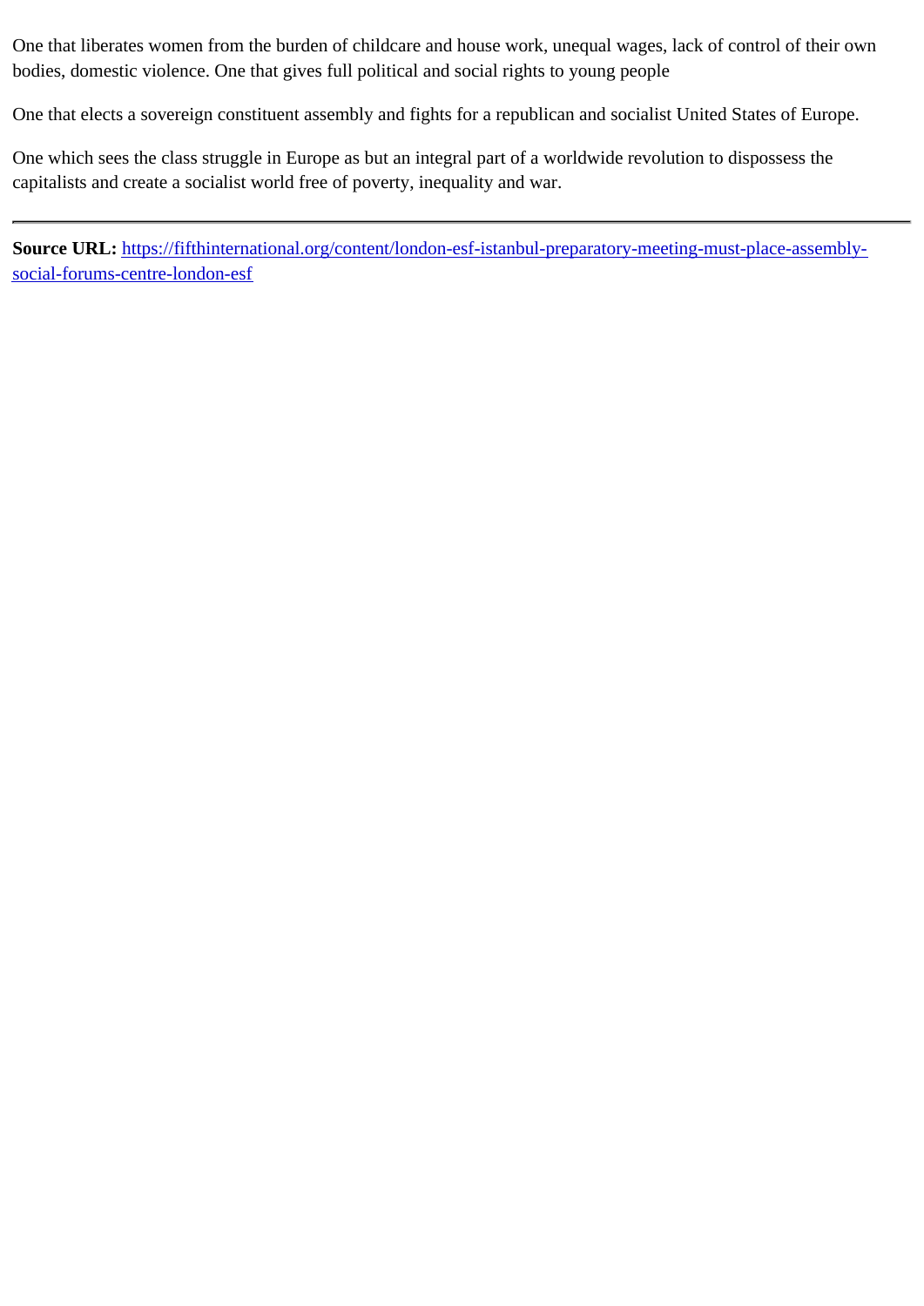One that liberates women from the burden of childcare and house work, unequal wages, lack of control of their own bodies, domestic violence. One that gives full political and social rights to young people

One that elects a sovereign constituent assembly and fights for a republican and socialist United States of Europe.

One which sees the class struggle in Europe as but an integral part of a worldwide revolution to dispossess the capitalists and create a socialist world free of poverty, inequality and war.

---

**Source URL:** https://fifthinternational.org/content/london-esf-istanbul-preparatory-meeting-must-place-assembly-social-forums-centre-london-esf